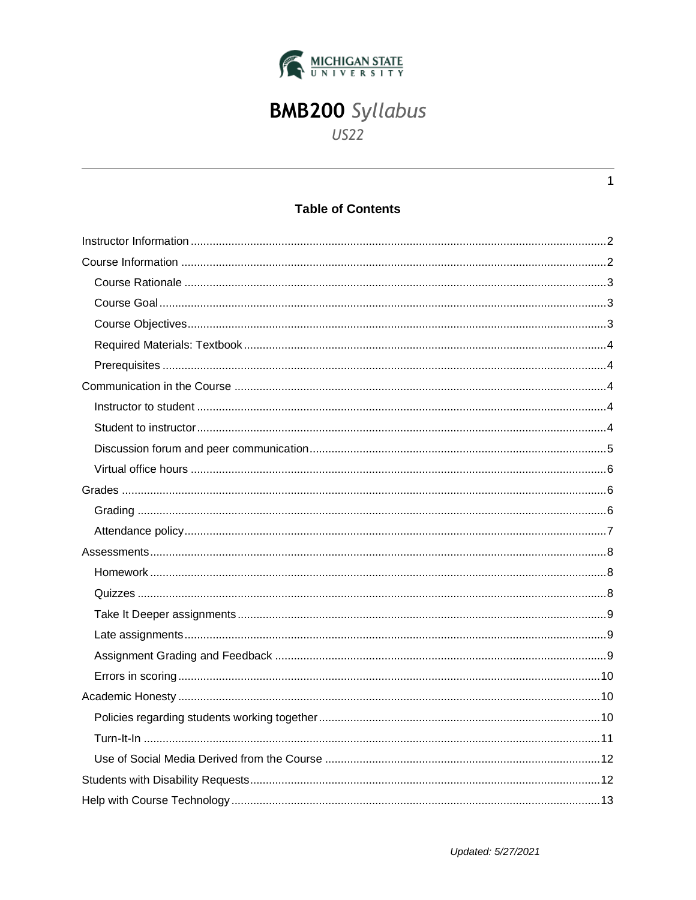MICHIGAN STATE UNIVERSITY

# BMB200 *Syllabus*

*US22*

## Table of Contents

- Instructor Information ....... 2
- Course Information ....... 2
  - Course Rationale ....... 3
  - Course Goal ....... 3
  - Course Objectives ....... 3
  - Required Materials: Textbook ....... 4
  - Prerequisites ....... 4
- Communication in the Course ....... 4
  - Instructor to student ....... 4
  - Student to instructor ....... 4
  - Discussion forum and peer communication ....... 5
  - Virtual office hours ....... 6
- Grades ....... 6
  - Grading ....... 6
  - Attendance policy ....... 7
- Assessments ....... 8
  - Homework ....... 8
  - Quizzes ....... 8
  - Take It Deeper assignments ....... 9
  - Late assignments ....... 9
  - Assignment Grading and Feedback ....... 9
  - Errors in scoring ....... 10
- Academic Honesty ....... 10
  - Policies regarding students working together ....... 10
  - Turn-It-In ....... 11
  - Use of Social Media Derived from the Course ....... 12
- Students with Disability Requests ....... 12
- Help with Course Technology ....... 13

*Updated: 5/27/2021*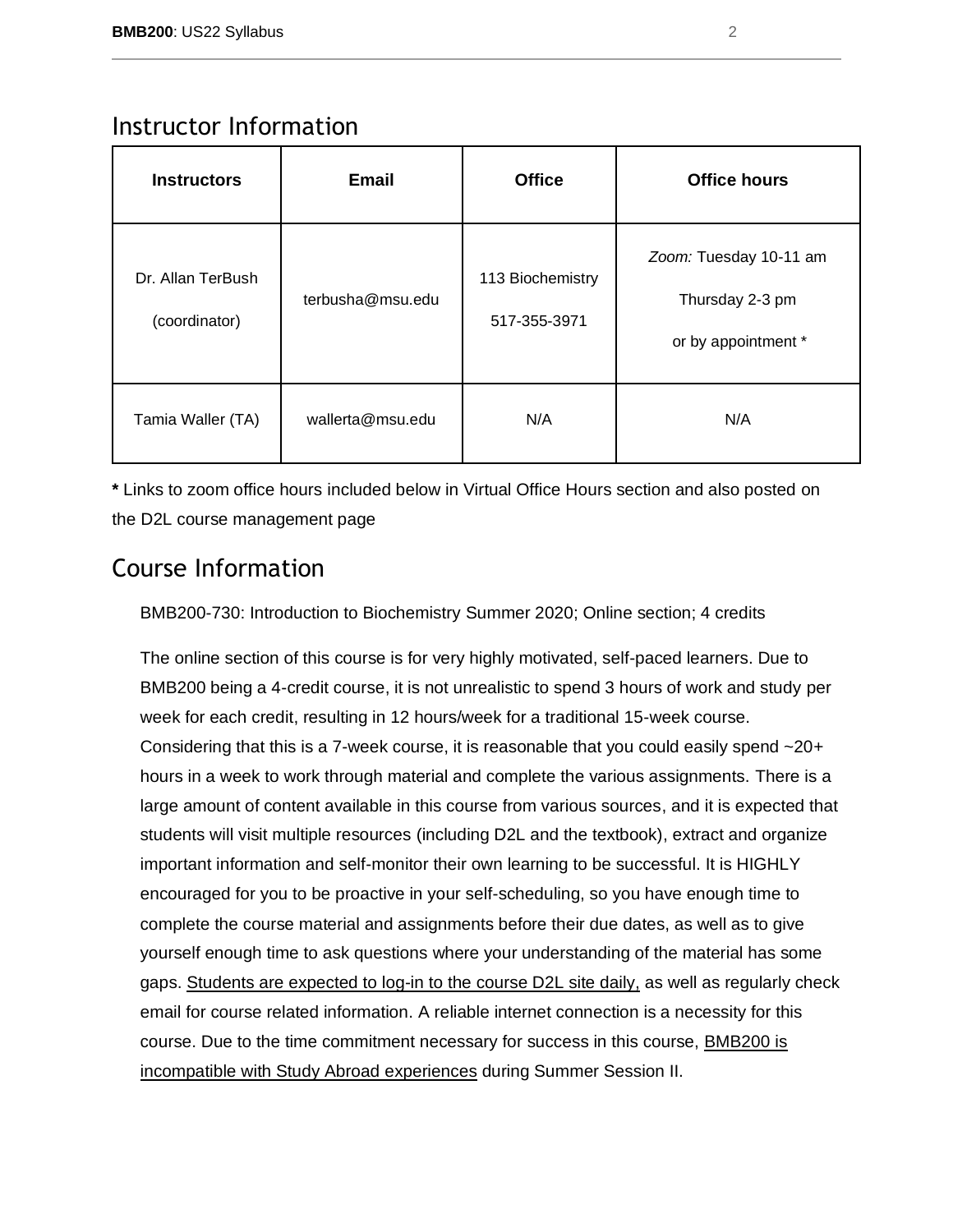## Instructor Information

| Instructors | Email | Office | Office hours |
|---|---|---|---|
| Dr. Allan TerBush (coordinator) | terbusha@msu.edu | 113 Biochemistry 517-355-3971 | *Zoom:* Tuesday 10-11 am Thursday 2-3 pm or by appointment * |
| Tamia Waller (TA) | wallerta@msu.edu | N/A | N/A |

**\*** Links to zoom office hours included below in Virtual Office Hours section and also posted on the D2L course management page

## Course Information

BMB200-730: Introduction to Biochemistry Summer 2020; Online section; 4 credits

The online section of this course is for very highly motivated, self-paced learners. Due to BMB200 being a 4-credit course, it is not unrealistic to spend 3 hours of work and study per week for each credit, resulting in 12 hours/week for a traditional 15-week course. Considering that this is a 7-week course, it is reasonable that you could easily spend ~20+ hours in a week to work through material and complete the various assignments. There is a large amount of content available in this course from various sources, and it is expected that students will visit multiple resources (including D2L and the textbook), extract and organize important information and self-monitor their own learning to be successful. It is HIGHLY encouraged for you to be proactive in your self-scheduling, so you have enough time to complete the course material and assignments before their due dates, as well as to give yourself enough time to ask questions where your understanding of the material has some gaps. <u>Students are expected to log-in to the course D2L site daily,</u> as well as regularly check email for course related information. A reliable internet connection is a necessity for this course. Due to the time commitment necessary for success in this course, <u>BMB200 is incompatible with Study Abroad experiences</u> during Summer Session II.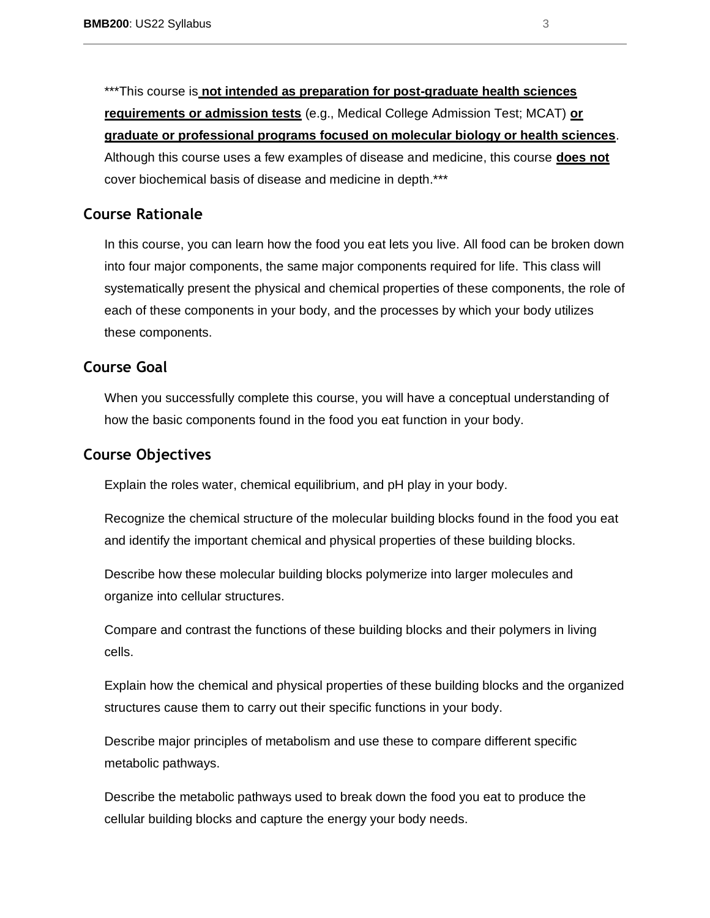***This course is **<u>not intended as preparation for post-graduate health sciences requirements or admission tests</u>** (e.g., Medical College Admission Test; MCAT) **<u>or graduate or professional programs focused on molecular biology or health sciences</u>**. Although this course uses a few examples of disease and medicine, this course **<u>does not</u>** cover biochemical basis of disease and medicine in depth.***

## Course Rationale

In this course, you can learn how the food you eat lets you live. All food can be broken down into four major components, the same major components required for life. This class will systematically present the physical and chemical properties of these components, the role of each of these components in your body, and the processes by which your body utilizes these components.

## Course Goal

When you successfully complete this course, you will have a conceptual understanding of how the basic components found in the food you eat function in your body.

## Course Objectives

Explain the roles water, chemical equilibrium, and pH play in your body.

Recognize the chemical structure of the molecular building blocks found in the food you eat and identify the important chemical and physical properties of these building blocks.

Describe how these molecular building blocks polymerize into larger molecules and organize into cellular structures.

Compare and contrast the functions of these building blocks and their polymers in living cells.

Explain how the chemical and physical properties of these building blocks and the organized structures cause them to carry out their specific functions in your body.

Describe major principles of metabolism and use these to compare different specific metabolic pathways.

Describe the metabolic pathways used to break down the food you eat to produce the cellular building blocks and capture the energy your body needs.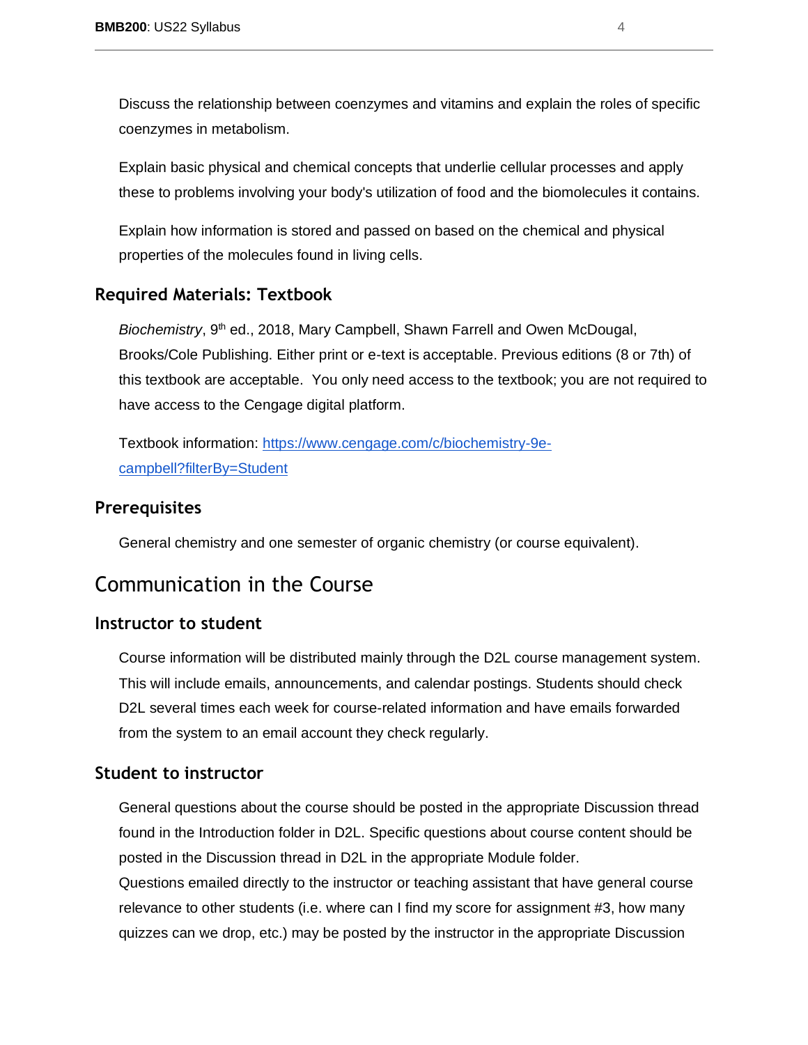Discuss the relationship between coenzymes and vitamins and explain the roles of specific coenzymes in metabolism.

Explain basic physical and chemical concepts that underlie cellular processes and apply these to problems involving your body's utilization of food and the biomolecules it contains.

Explain how information is stored and passed on based on the chemical and physical properties of the molecules found in living cells.

### Required Materials: Textbook

*Biochemistry*, 9th ed., 2018, Mary Campbell, Shawn Farrell and Owen McDougal, Brooks/Cole Publishing. Either print or e-text is acceptable. Previous editions (8 or 7th) of this textbook are acceptable. You only need access to the textbook; you are not required to have access to the Cengage digital platform.

Textbook information: [https://www.cengage.com/c/biochemistry-9e-campbell?filterBy=Student](https://www.cengage.com/c/biochemistry-9e-campbell?filterBy=Student)

### Prerequisites

General chemistry and one semester of organic chemistry (or course equivalent).

## Communication in the Course

### Instructor to student

Course information will be distributed mainly through the D2L course management system. This will include emails, announcements, and calendar postings. Students should check D2L several times each week for course-related information and have emails forwarded from the system to an email account they check regularly.

### Student to instructor

General questions about the course should be posted in the appropriate Discussion thread found in the Introduction folder in D2L. Specific questions about course content should be posted in the Discussion thread in D2L in the appropriate Module folder.
Questions emailed directly to the instructor or teaching assistant that have general course relevance to other students (i.e. where can I find my score for assignment #3, how many quizzes can we drop, etc.) may be posted by the instructor in the appropriate Discussion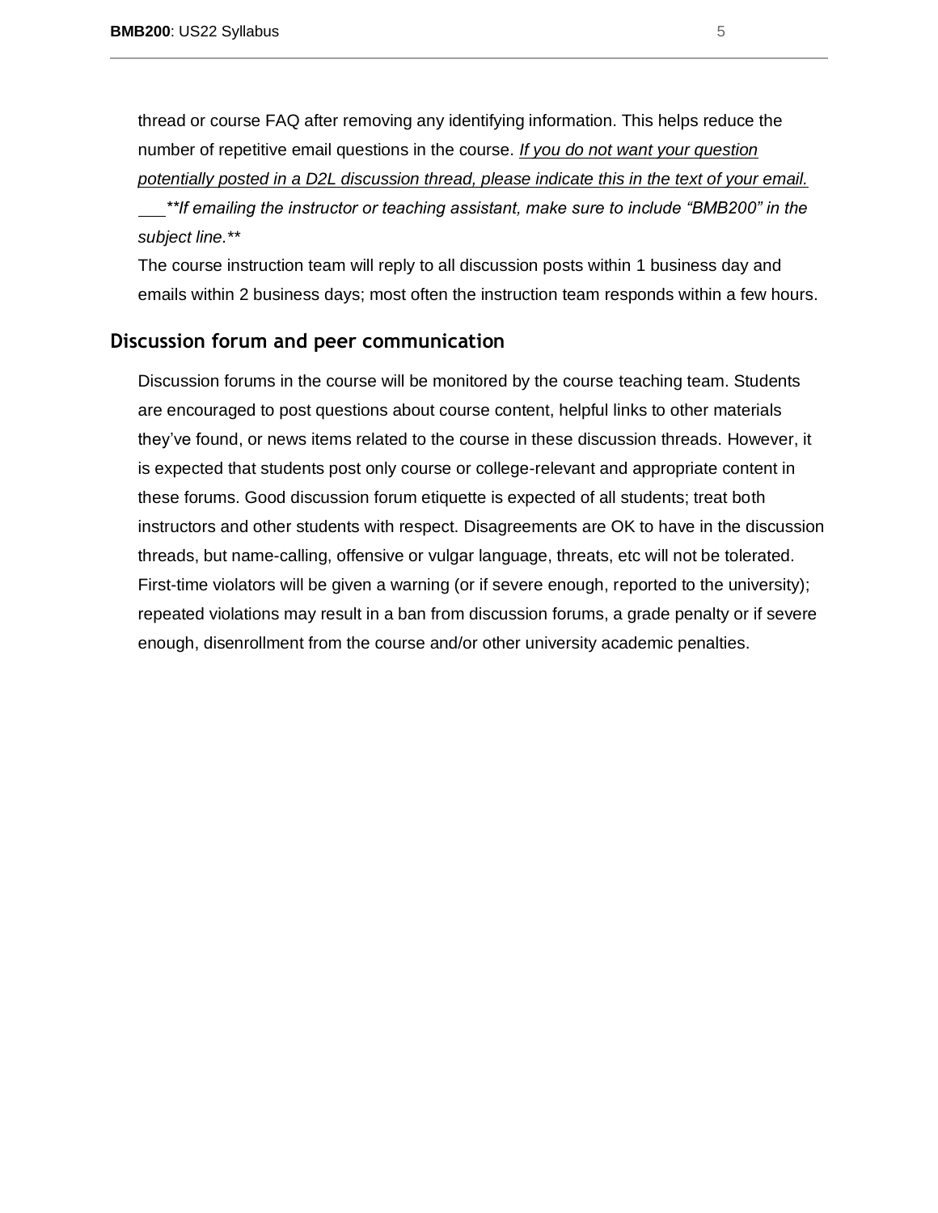thread or course FAQ after removing any identifying information. This helps reduce the number of repetitive email questions in the course. *If you do not want your question potentially posted in a D2L discussion thread, please indicate this in the text of your email.*

***If emailing the instructor or teaching assistant, make sure to include "BMB200" in the subject line.***

The course instruction team will reply to all discussion posts within 1 business day and emails within 2 business days; most often the instruction team responds within a few hours.

## Discussion forum and peer communication

Discussion forums in the course will be monitored by the course teaching team. Students are encouraged to post questions about course content, helpful links to other materials they've found, or news items related to the course in these discussion threads. However, it is expected that students post only course or college-relevant and appropriate content in these forums. Good discussion forum etiquette is expected of all students; treat both instructors and other students with respect. Disagreements are OK to have in the discussion threads, but name-calling, offensive or vulgar language, threats, etc will not be tolerated. First-time violators will be given a warning (or if severe enough, reported to the university); repeated violations may result in a ban from discussion forums, a grade penalty or if severe enough, disenrollment from the course and/or other university academic penalties.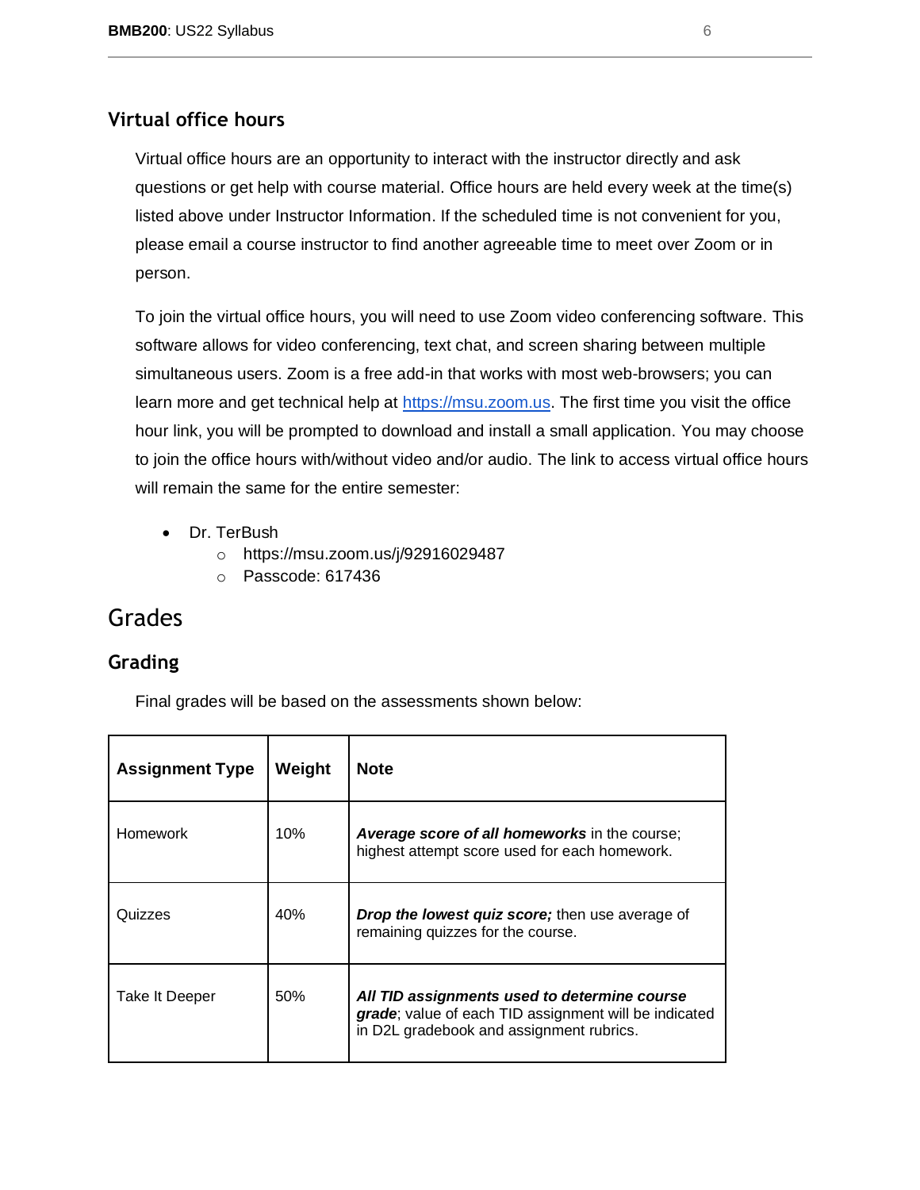### Virtual office hours

Virtual office hours are an opportunity to interact with the instructor directly and ask questions or get help with course material. Office hours are held every week at the time(s) listed above under Instructor Information. If the scheduled time is not convenient for you, please email a course instructor to find another agreeable time to meet over Zoom or in person.

To join the virtual office hours, you will need to use Zoom video conferencing software. This software allows for video conferencing, text chat, and screen sharing between multiple simultaneous users. Zoom is a free add-in that works with most web-browsers; you can learn more and get technical help at [https://msu.zoom.us](https://msu.zoom.us). The first time you visit the office hour link, you will be prompted to download and install a small application. You may choose to join the office hours with/without video and/or audio. The link to access virtual office hours will remain the same for the entire semester:

- Dr. TerBush
  - https://msu.zoom.us/j/92916029487
  - Passcode: 617436

## Grades

### Grading

Final grades will be based on the assessments shown below:

| Assignment Type | Weight | Note |
|---|---|---|
| Homework | 10% | ***Average score of all homeworks*** in the course; highest attempt score used for each homework. |
| Quizzes | 40% | ***Drop the lowest quiz score;*** then use average of remaining quizzes for the course. |
| Take It Deeper | 50% | ***All TID assignments used to determine course grade***; value of each TID assignment will be indicated in D2L gradebook and assignment rubrics. |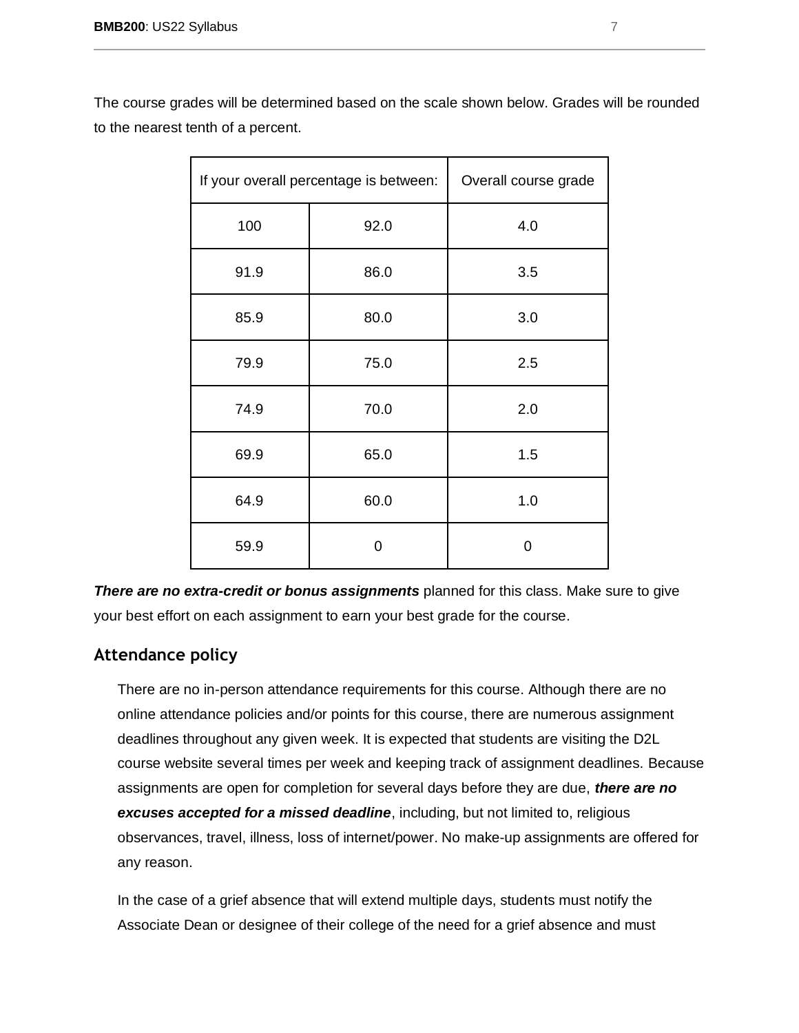The course grades will be determined based on the scale shown below. Grades will be rounded to the nearest tenth of a percent.

| If your overall percentage is between: | | Overall course grade |
|---|---|---|
| 100 | 92.0 | 4.0 |
| 91.9 | 86.0 | 3.5 |
| 85.9 | 80.0 | 3.0 |
| 79.9 | 75.0 | 2.5 |
| 74.9 | 70.0 | 2.0 |
| 69.9 | 65.0 | 1.5 |
| 64.9 | 60.0 | 1.0 |
| 59.9 | 0 | 0 |

***There are no extra-credit or bonus assignments*** planned for this class. Make sure to give your best effort on each assignment to earn your best grade for the course.

## Attendance policy

There are no in-person attendance requirements for this course. Although there are no online attendance policies and/or points for this course, there are numerous assignment deadlines throughout any given week. It is expected that students are visiting the D2L course website several times per week and keeping track of assignment deadlines. Because assignments are open for completion for several days before they are due, ***there are no excuses accepted for a missed deadline***, including, but not limited to, religious observances, travel, illness, loss of internet/power. No make-up assignments are offered for any reason.

In the case of a grief absence that will extend multiple days, students must notify the Associate Dean or designee of their college of the need for a grief absence and must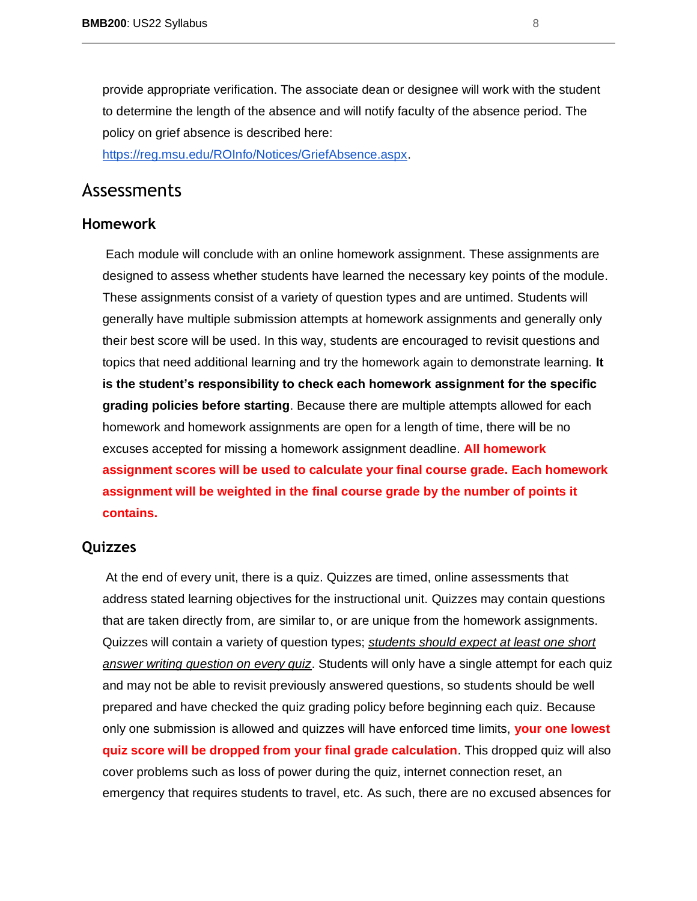provide appropriate verification. The associate dean or designee will work with the student to determine the length of the absence and will notify faculty of the absence period. The policy on grief absence is described here: [https://reg.msu.edu/ROInfo/Notices/GriefAbsence.aspx](https://reg.msu.edu/ROInfo/Notices/GriefAbsence.aspx).

## Assessments

### Homework

Each module will conclude with an online homework assignment. These assignments are designed to assess whether students have learned the necessary key points of the module. These assignments consist of a variety of question types and are untimed. Students will generally have multiple submission attempts at homework assignments and generally only their best score will be used. In this way, students are encouraged to revisit questions and topics that need additional learning and try the homework again to demonstrate learning. **It is the student's responsibility to check each homework assignment for the specific grading policies before starting**. Because there are multiple attempts allowed for each homework and homework assignments are open for a length of time, there will be no excuses accepted for missing a homework assignment deadline. **All homework assignment scores will be used to calculate your final course grade. Each homework assignment will be weighted in the final course grade by the number of points it contains.**

### Quizzes

At the end of every unit, there is a quiz. Quizzes are timed, online assessments that address stated learning objectives for the instructional unit. Quizzes may contain questions that are taken directly from, are similar to, or are unique from the homework assignments. Quizzes will contain a variety of question types; *students should expect at least one short answer writing question on every quiz*. Students will only have a single attempt for each quiz and may not be able to revisit previously answered questions, so students should be well prepared and have checked the quiz grading policy before beginning each quiz. Because only one submission is allowed and quizzes will have enforced time limits, **your one lowest quiz score will be dropped from your final grade calculation**. This dropped quiz will also cover problems such as loss of power during the quiz, internet connection reset, an emergency that requires students to travel, etc. As such, there are no excused absences for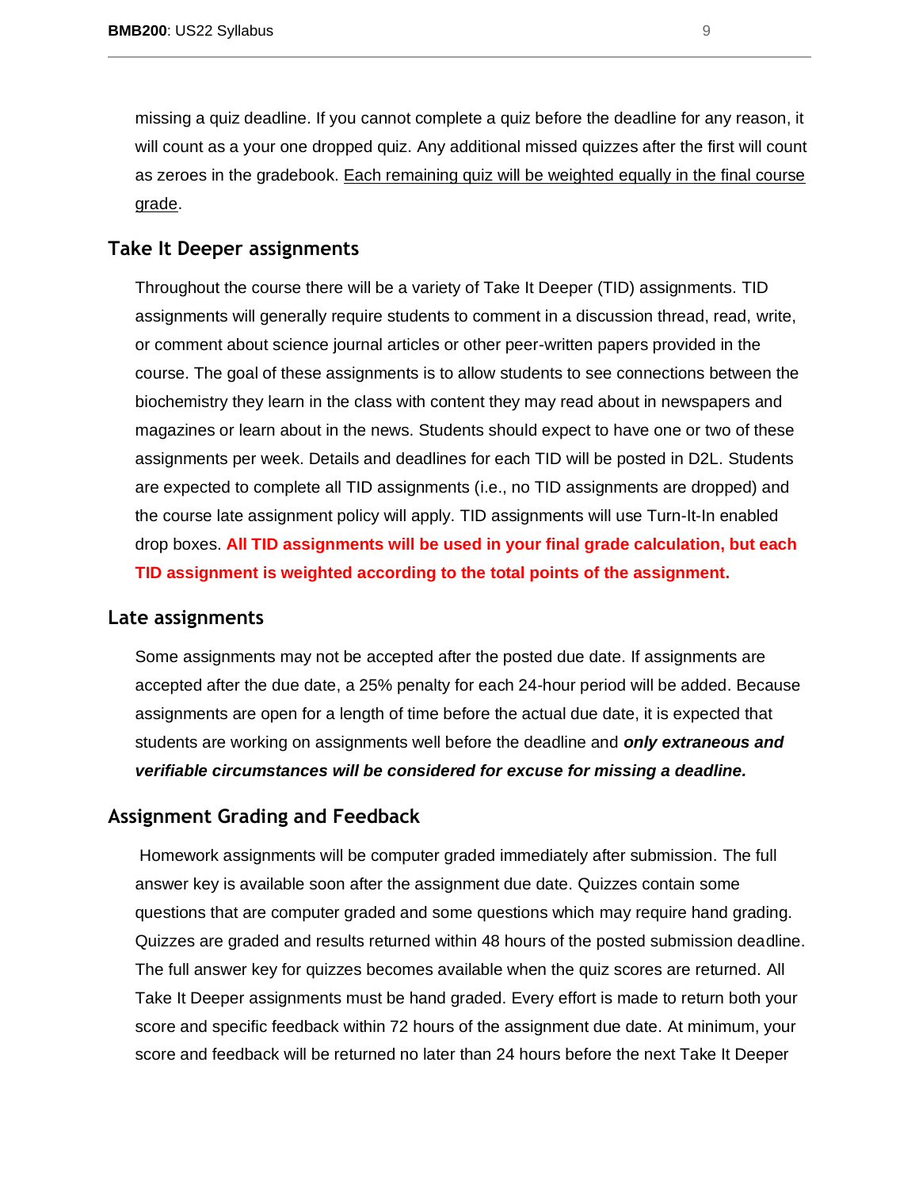missing a quiz deadline. If you cannot complete a quiz before the deadline for any reason, it will count as a your one dropped quiz. Any additional missed quizzes after the first will count as zeroes in the gradebook. <u>Each remaining quiz will be weighted equally in the final course grade</u>.

## Take It Deeper assignments

Throughout the course there will be a variety of Take It Deeper (TID) assignments. TID assignments will generally require students to comment in a discussion thread, read, write, or comment about science journal articles or other peer-written papers provided in the course. The goal of these assignments is to allow students to see connections between the biochemistry they learn in the class with content they may read about in newspapers and magazines or learn about in the news. Students should expect to have one or two of these assignments per week. Details and deadlines for each TID will be posted in D2L. Students are expected to complete all TID assignments (i.e., no TID assignments are dropped) and the course late assignment policy will apply. TID assignments will use Turn-It-In enabled drop boxes. **All TID assignments will be used in your final grade calculation, but each TID assignment is weighted according to the total points of the assignment.**

## Late assignments

Some assignments may not be accepted after the posted due date. If assignments are accepted after the due date, a 25% penalty for each 24-hour period will be added. Because assignments are open for a length of time before the actual due date, it is expected that students are working on assignments well before the deadline and ***only extraneous and verifiable circumstances will be considered for excuse for missing a deadline.***

## Assignment Grading and Feedback

Homework assignments will be computer graded immediately after submission. The full answer key is available soon after the assignment due date. Quizzes contain some questions that are computer graded and some questions which may require hand grading. Quizzes are graded and results returned within 48 hours of the posted submission deadline. The full answer key for quizzes becomes available when the quiz scores are returned. All Take It Deeper assignments must be hand graded. Every effort is made to return both your score and specific feedback within 72 hours of the assignment due date. At minimum, your score and feedback will be returned no later than 24 hours before the next Take It Deeper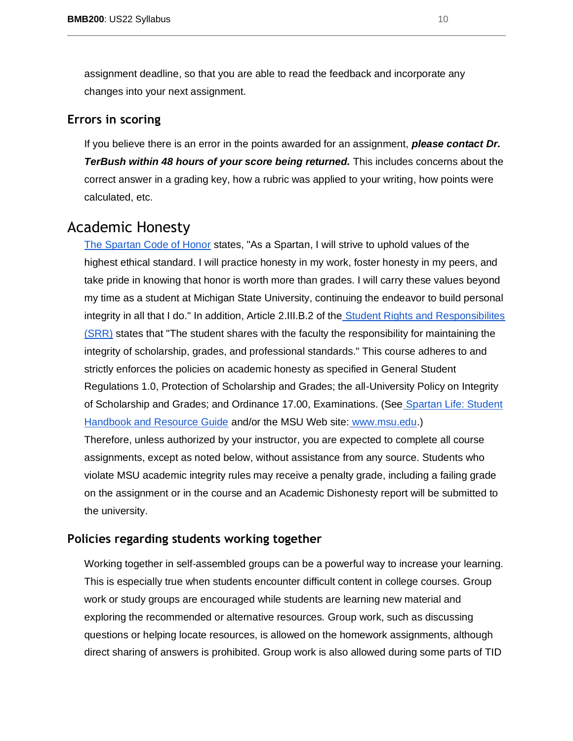assignment deadline, so that you are able to read the feedback and incorporate any changes into your next assignment.

### Errors in scoring

If you believe there is an error in the points awarded for an assignment, ***please contact Dr. TerBush within 48 hours of your score being returned.*** This includes concerns about the correct answer in a grading key, how a rubric was applied to your writing, how points were calculated, etc.

## Academic Honesty

[The Spartan Code of Honor](#) states, "As a Spartan, I will strive to uphold values of the highest ethical standard. I will practice honesty in my work, foster honesty in my peers, and take pride in knowing that honor is worth more than grades. I will carry these values beyond my time as a student at Michigan State University, continuing the endeavor to build personal integrity in all that I do." In addition, Article 2.III.B.2 of the [Student Rights and Responsibilites (SRR)](#) states that "The student shares with the faculty the responsibility for maintaining the integrity of scholarship, grades, and professional standards." This course adheres to and strictly enforces the policies on academic honesty as specified in General Student Regulations 1.0, Protection of Scholarship and Grades; the all-University Policy on Integrity of Scholarship and Grades; and Ordinance 17.00, Examinations. (See [Spartan Life: Student Handbook and Resource Guide](#) and/or the MSU Web site: [www.msu.edu](#).)
Therefore, unless authorized by your instructor, you are expected to complete all course assignments, except as noted below, without assistance from any source. Students who violate MSU academic integrity rules may receive a penalty grade, including a failing grade on the assignment or in the course and an Academic Dishonesty report will be submitted to the university.

### Policies regarding students working together

Working together in self-assembled groups can be a powerful way to increase your learning. This is especially true when students encounter difficult content in college courses. Group work or study groups are encouraged while students are learning new material and exploring the recommended or alternative resources. Group work, such as discussing questions or helping locate resources, is allowed on the homework assignments, although direct sharing of answers is prohibited. Group work is also allowed during some parts of TID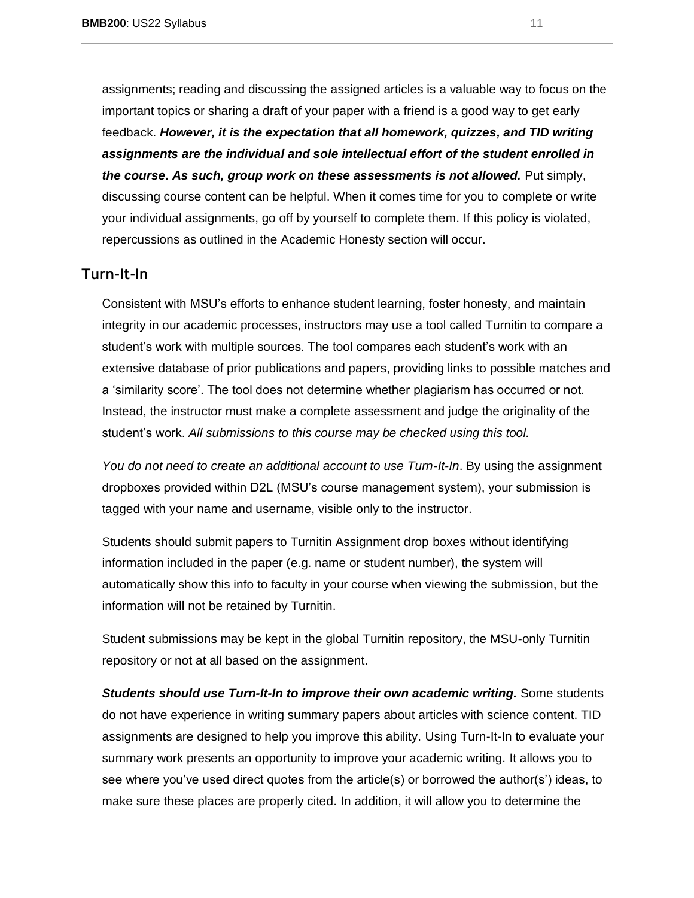assignments; reading and discussing the assigned articles is a valuable way to focus on the important topics or sharing a draft of your paper with a friend is a good way to get early feedback. ***However, it is the expectation that all homework, quizzes, and TID writing assignments are the individual and sole intellectual effort of the student enrolled in the course. As such, group work on these assessments is not allowed.*** Put simply, discussing course content can be helpful. When it comes time for you to complete or write your individual assignments, go off by yourself to complete them. If this policy is violated, repercussions as outlined in the Academic Honesty section will occur.

## Turn-It-In

Consistent with MSU's efforts to enhance student learning, foster honesty, and maintain integrity in our academic processes, instructors may use a tool called Turnitin to compare a student's work with multiple sources. The tool compares each student's work with an extensive database of prior publications and papers, providing links to possible matches and a 'similarity score'. The tool does not determine whether plagiarism has occurred or not. Instead, the instructor must make a complete assessment and judge the originality of the student's work. *All submissions to this course may be checked using this tool.*

*<u>You do not need to create an additional account to use Turn-It-In</u>*. By using the assignment dropboxes provided within D2L (MSU's course management system), your submission is tagged with your name and username, visible only to the instructor.

Students should submit papers to Turnitin Assignment drop boxes without identifying information included in the paper (e.g. name or student number), the system will automatically show this info to faculty in your course when viewing the submission, but the information will not be retained by Turnitin.

Student submissions may be kept in the global Turnitin repository, the MSU-only Turnitin repository or not at all based on the assignment.

***Students should use Turn-It-In to improve their own academic writing.*** Some students do not have experience in writing summary papers about articles with science content. TID assignments are designed to help you improve this ability. Using Turn-It-In to evaluate your summary work presents an opportunity to improve your academic writing. It allows you to see where you've used direct quotes from the article(s) or borrowed the author(s') ideas, to make sure these places are properly cited. In addition, it will allow you to determine the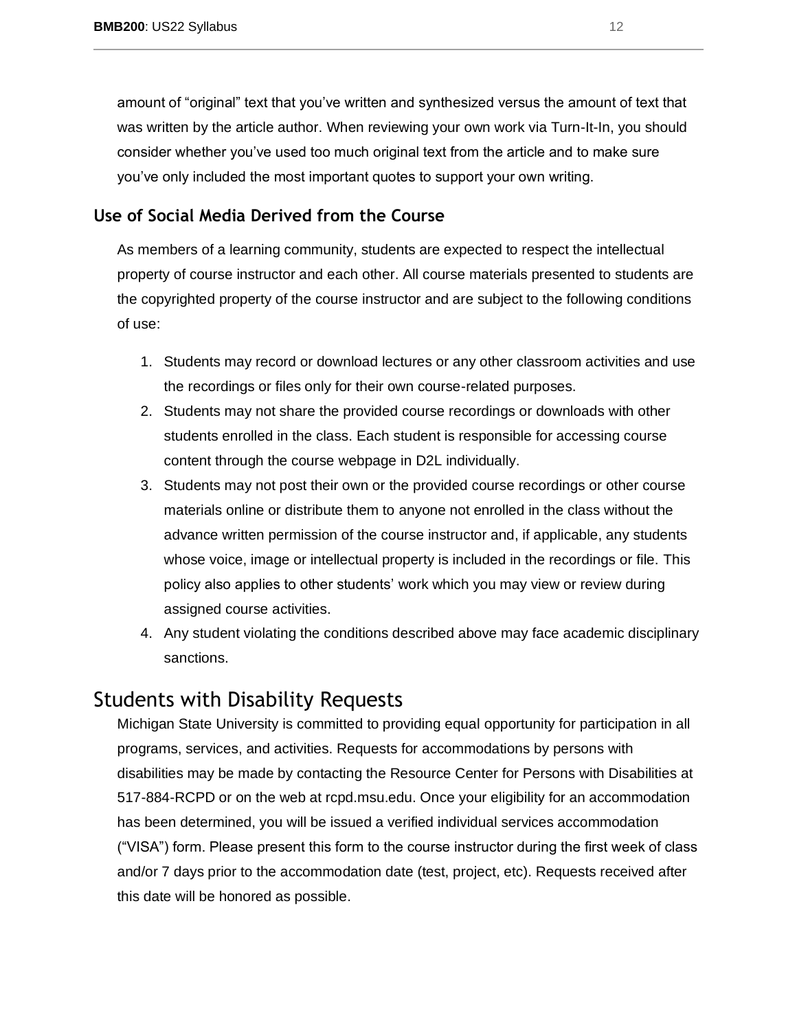amount of "original" text that you've written and synthesized versus the amount of text that was written by the article author. When reviewing your own work via Turn-It-In, you should consider whether you've used too much original text from the article and to make sure you've only included the most important quotes to support your own writing.

### Use of Social Media Derived from the Course

As members of a learning community, students are expected to respect the intellectual property of course instructor and each other. All course materials presented to students are the copyrighted property of the course instructor and are subject to the following conditions of use:

1. Students may record or download lectures or any other classroom activities and use the recordings or files only for their own course-related purposes.
2. Students may not share the provided course recordings or downloads with other students enrolled in the class. Each student is responsible for accessing course content through the course webpage in D2L individually.
3. Students may not post their own or the provided course recordings or other course materials online or distribute them to anyone not enrolled in the class without the advance written permission of the course instructor and, if applicable, any students whose voice, image or intellectual property is included in the recordings or file. This policy also applies to other students' work which you may view or review during assigned course activities.
4. Any student violating the conditions described above may face academic disciplinary sanctions.

## Students with Disability Requests

Michigan State University is committed to providing equal opportunity for participation in all programs, services, and activities. Requests for accommodations by persons with disabilities may be made by contacting the Resource Center for Persons with Disabilities at 517-884-RCPD or on the web at rcpd.msu.edu. Once your eligibility for an accommodation has been determined, you will be issued a verified individual services accommodation ("VISA") form. Please present this form to the course instructor during the first week of class and/or 7 days prior to the accommodation date (test, project, etc). Requests received after this date will be honored as possible.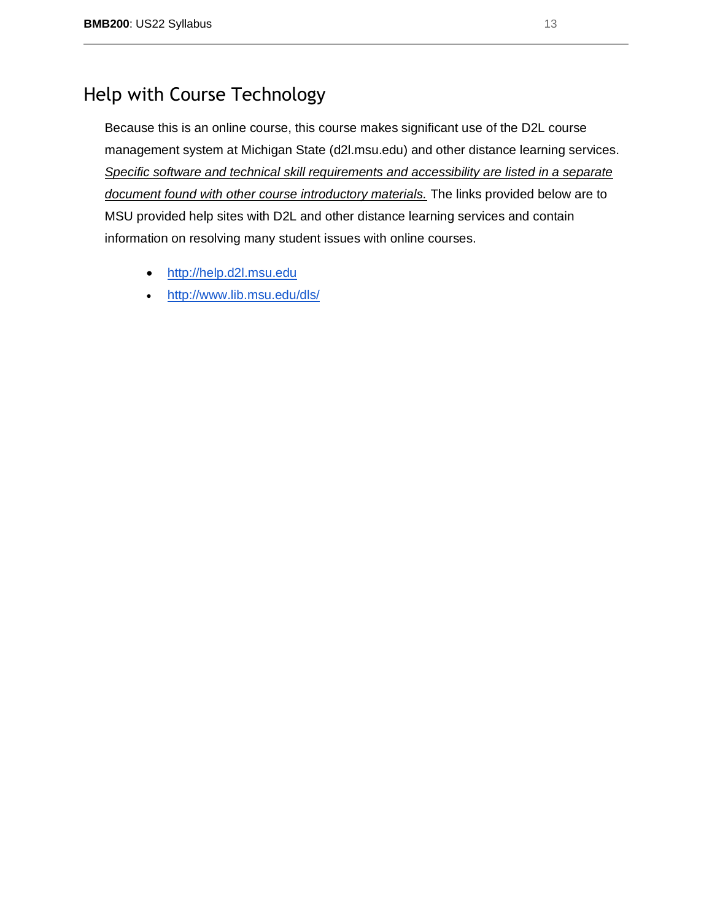## Help with Course Technology

Because this is an online course, this course makes significant use of the D2L course management system at Michigan State (d2l.msu.edu) and other distance learning services. *Specific software and technical skill requirements and accessibility are listed in a separate document found with other course introductory materials.* The links provided below are to MSU provided help sites with D2L and other distance learning services and contain information on resolving many student issues with online courses.

- http://help.d2l.msu.edu
- http://www.lib.msu.edu/dls/